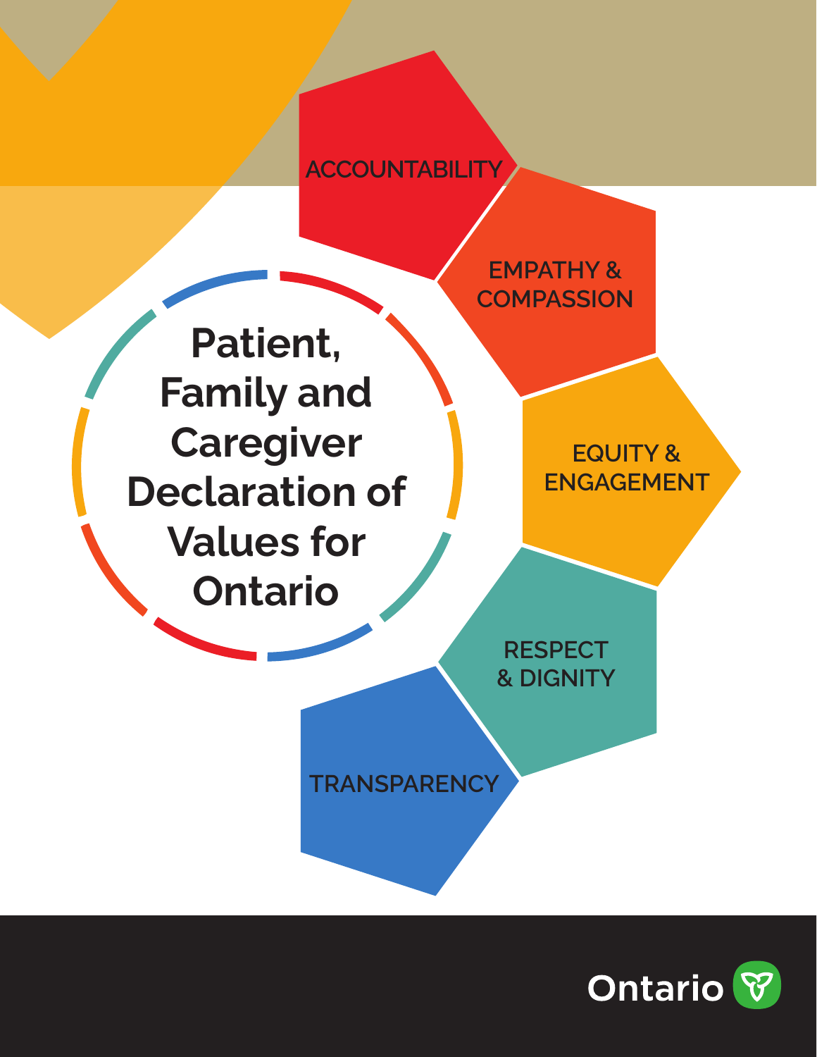# Patient, Family and Caregiver Declaration of Values for Ontario

- ACCOUNTABILITY
- EMPATHY & COMPASSION
- EQUITY & ENGAGEMENT
- RESPECT & DIGNITY
- TRANSPARENCY

Ontario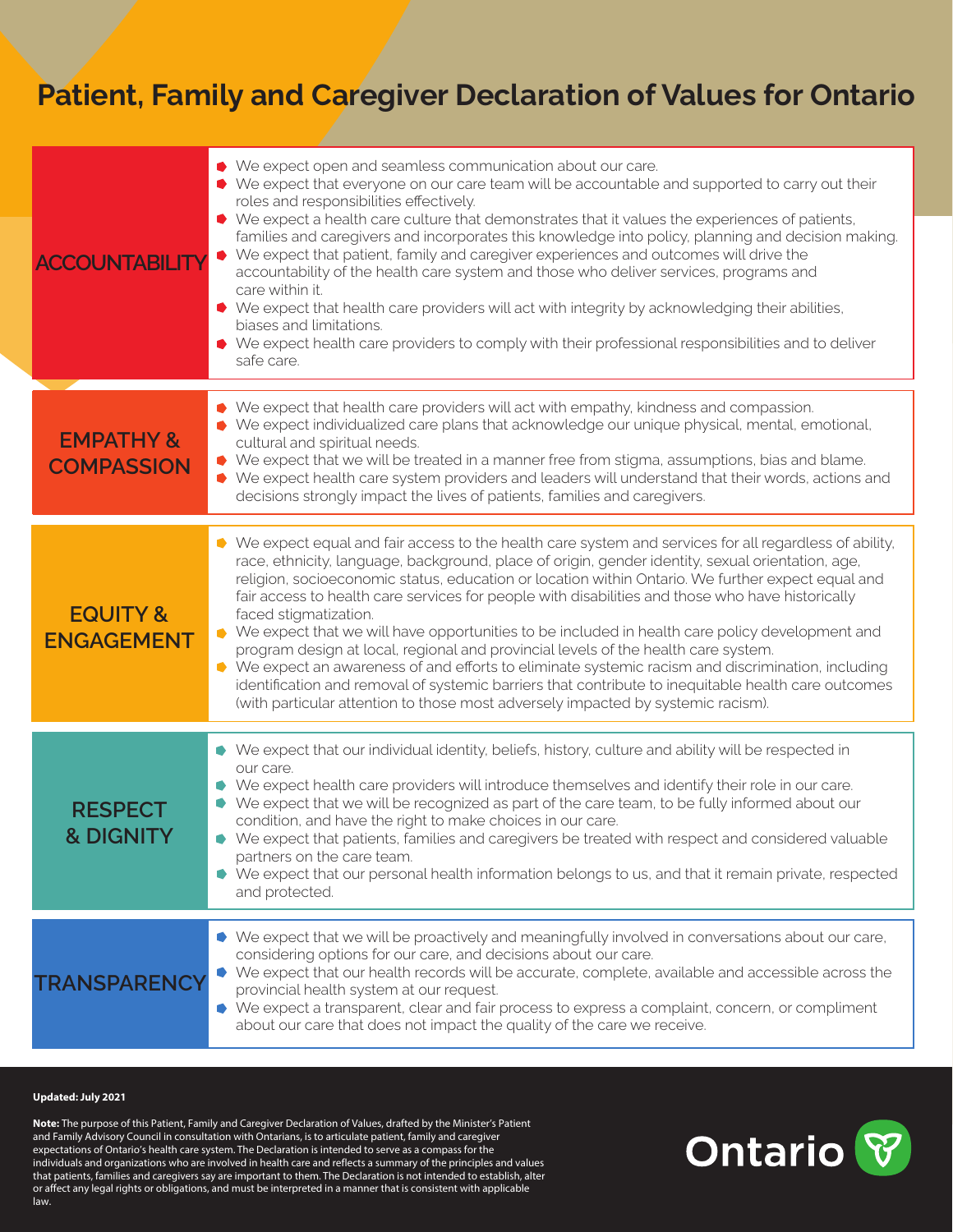# Patient, Family and Caregiver Declaration of Values for Ontario

| | |
|---|---|
| **ACCOUNTABILITY** | • We expect open and seamless communication about our care.<br>• We expect that everyone on our care team will be accountable and supported to carry out their roles and responsibilities effectively.<br>• We expect a health care culture that demonstrates that it values the experiences of patients, families and caregivers and incorporates this knowledge into policy, planning and decision making.<br>• We expect that patient, family and caregiver experiences and outcomes will drive the accountability of the health care system and those who deliver services, programs and care within it.<br>• We expect that health care providers will act with integrity by acknowledging their abilities, biases and limitations.<br>• We expect health care providers to comply with their professional responsibilities and to deliver safe care. |
| **EMPATHY & COMPASSION** | • We expect that health care providers will act with empathy, kindness and compassion.<br>• We expect individualized care plans that acknowledge our unique physical, mental, emotional, cultural and spiritual needs.<br>• We expect that we will be treated in a manner free from stigma, assumptions, bias and blame.<br>• We expect health care system providers and leaders will understand that their words, actions and decisions strongly impact the lives of patients, families and caregivers. |
| **EQUITY & ENGAGEMENT** | • We expect equal and fair access to the health care system and services for all regardless of ability, race, ethnicity, language, background, place of origin, gender identity, sexual orientation, age, religion, socioeconomic status, education or location within Ontario. We further expect equal and fair access to health care services for people with disabilities and those who have historically faced stigmatization.<br>• We expect that we will have opportunities to be included in health care policy development and program design at local, regional and provincial levels of the health care system.<br>• We expect an awareness of and efforts to eliminate systemic racism and discrimination, including identification and removal of systemic barriers that contribute to inequitable health care outcomes (with particular attention to those most adversely impacted by systemic racism). |
| **RESPECT & DIGNITY** | • We expect that our individual identity, beliefs, history, culture and ability will be respected in our care.<br>• We expect health care providers will introduce themselves and identify their role in our care.<br>• We expect that we will be recognized as part of the care team, to be fully informed about our condition, and have the right to make choices in our care.<br>• We expect that patients, families and caregivers be treated with respect and considered valuable partners on the care team.<br>• We expect that our personal health information belongs to us, and that it remain private, respected and protected. |
| **TRANSPARENCY** | • We expect that we will be proactively and meaningfully involved in conversations about our care, considering options for our care, and decisions about our care.<br>• We expect that our health records will be accurate, complete, available and accessible across the provincial health system at our request.<br>• We expect a transparent, clear and fair process to express a complaint, concern, or compliment about our care that does not impact the quality of the care we receive. |

**Updated: July 2021**

**Note:** The purpose of this Patient, Family and Caregiver Declaration of Values, drafted by the Minister's Patient and Family Advisory Council in consultation with Ontarians, is to articulate patient, family and caregiver expectations of Ontario's health care system. The Declaration is intended to serve as a compass for the individuals and organizations who are involved in health care and reflects a summary of the principles and values that patients, families and caregivers say are important to them. The Declaration is not intended to establish, alter or affect any legal rights or obligations, and must be interpreted in a manner that is consistent with applicable law.

Ontario